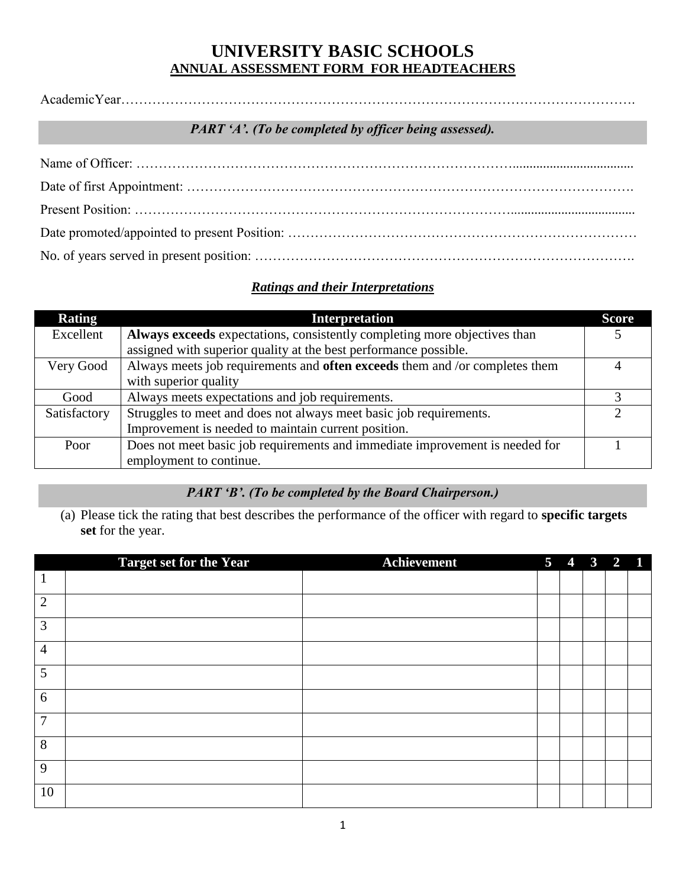# UNIVERSITY BASIC SCHOOLS

## ANNUAL ASSESSMENT FORM FOR HEADTEACHERS

AcademicYear…………………………………………………………………………………………………….

***PART 'A'. (To be completed by officer being assessed).***

Name of Officer: ………………………………………………………………………….....................................

Date of first Appointment: ……………………………………………………………………………………….

Present Position: ………………………………………………………………………….....................................

Date promoted/appointed to present Position: …………………………………………………………………

No. of years served in present position: ……………………………………………………………………….

***Ratings and their Interpretations***

| Rating | Interpretation | Score |
|---|---|---|
| Excellent | **Always exceeds** expectations, consistently completing more objectives than assigned with superior quality at the best performance possible. | 5 |
| Very Good | Always meets job requirements and **often exceeds** them and /or completes them with superior quality | 4 |
| Good | Always meets expectations and job requirements. | 3 |
| Satisfactory | Struggles to meet and does not always meet basic job requirements. Improvement is needed to maintain current position. | 2 |
| Poor | Does not meet basic job requirements and immediate improvement is needed for employment to continue. | 1 |

***PART 'B'. (To be completed by the Board Chairperson.)***

(a) Please tick the rating that best describes the performance of the officer with regard to **specific targets set** for the year.

| | Target set for the Year | Achievement | 5 | 4 | 3 | 2 | 1 |
|---|---|---|---|---|---|---|---|
| 1 | | | | | | | |
| 2 | | | | | | | |
| 3 | | | | | | | |
| 4 | | | | | | | |
| 5 | | | | | | | |
| 6 | | | | | | | |
| 7 | | | | | | | |
| 8 | | | | | | | |
| 9 | | | | | | | |
| 10 | | | | | | | |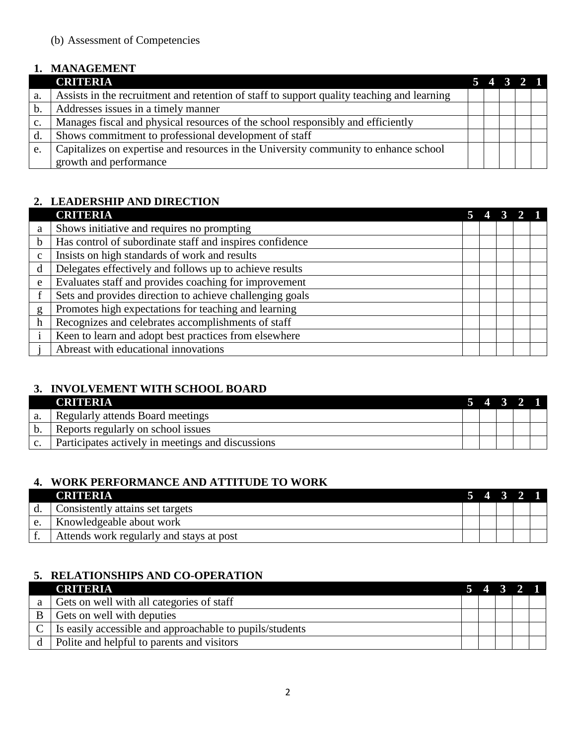(b) Assessment of Competencies

### 1. MANAGEMENT

| | CRITERIA | 5 | 4 | 3 | 2 | 1 |
|---|---|---|---|---|---|---|
| a. | Assists in the recruitment and retention of staff to support quality teaching and learning | | | | | |
| b. | Addresses issues in a timely manner | | | | | |
| c. | Manages fiscal and physical resources of the school responsibly and efficiently | | | | | |
| d. | Shows commitment to professional development of staff | | | | | |
| e. | Capitalizes on expertise and resources in the University community to enhance school growth and performance | | | | | |

### 2. LEADERSHIP AND DIRECTION

| | CRITERIA | 5 | 4 | 3 | 2 | 1 |
|---|---|---|---|---|---|---|
| a | Shows initiative and requires no prompting | | | | | |
| b | Has control of subordinate staff and inspires confidence | | | | | |
| c | Insists on high standards of work and results | | | | | |
| d | Delegates effectively and follows up to achieve results | | | | | |
| e | Evaluates staff and provides coaching for improvement | | | | | |
| f | Sets and provides direction to achieve challenging goals | | | | | |
| g | Promotes high expectations for teaching and learning | | | | | |
| h | Recognizes and celebrates accomplishments of staff | | | | | |
| i | Keen to learn and adopt best practices from elsewhere | | | | | |
| j | Abreast with educational innovations | | | | | |

### 3. INVOLVEMENT WITH SCHOOL BOARD

| | CRITERIA | 5 | 4 | 3 | 2 | 1 |
|---|---|---|---|---|---|---|
| a. | Regularly attends Board meetings | | | | | |
| b. | Reports regularly on school issues | | | | | |
| c. | Participates actively in meetings and discussions | | | | | |

### 4. WORK PERFORMANCE AND ATTITUDE TO WORK

| | CRITERIA | 5 | 4 | 3 | 2 | 1 |
|---|---|---|---|---|---|---|
| d. | Consistently attains set targets | | | | | |
| e. | Knowledgeable about work | | | | | |
| f. | Attends work regularly and stays at post | | | | | |

### 5. RELATIONSHIPS AND CO-OPERATION

| | CRITERIA | 5 | 4 | 3 | 2 | 1 |
|---|---|---|---|---|---|---|
| a | Gets on well with all categories of staff | | | | | |
| B | Gets on well with deputies | | | | | |
| C | Is easily accessible and approachable to pupils/students | | | | | |
| d | Polite and helpful to parents and visitors | | | | | |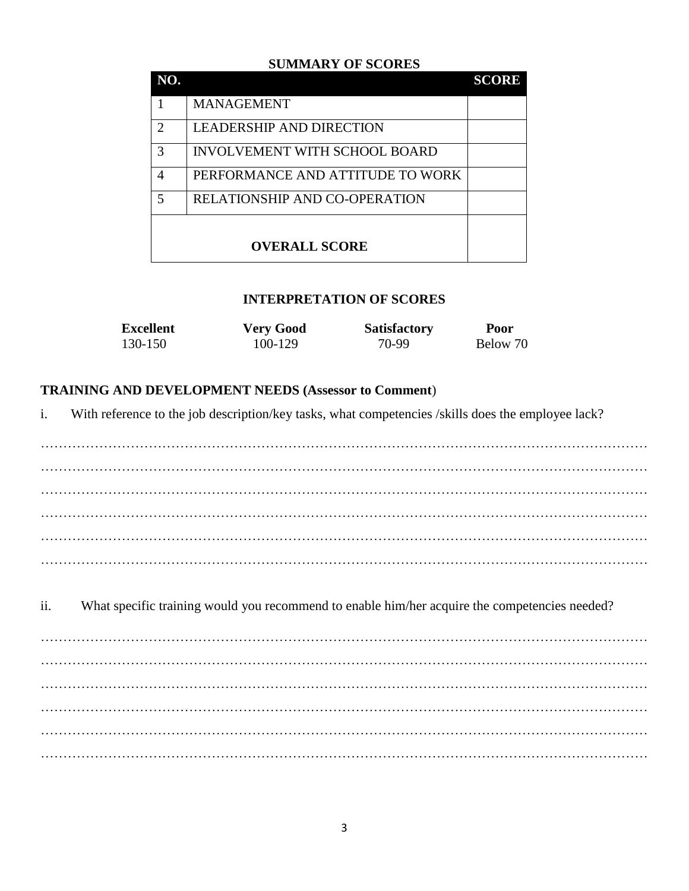## SUMMARY OF SCORES

| NO. | | SCORE |
|---|---|---|
| 1 | MANAGEMENT | |
| 2 | LEADERSHIP AND DIRECTION | |
| 3 | INVOLVEMENT WITH SCHOOL BOARD | |
| 4 | PERFORMANCE AND ATTITUDE TO WORK | |
| 5 | RELATIONSHIP AND CO-OPERATION | |
| | **OVERALL SCORE** | |

## INTERPRETATION OF SCORES

| Excellent | Very Good | Satisfactory | Poor |
|---|---|---|---|
| 130-150 | 100-129 | 70-99 | Below 70 |

**TRAINING AND DEVELOPMENT NEEDS (Assessor to Comment**)

i. With reference to the job description/key tasks, what competencies /skills does the employee lack?

…………………………………………………………………………………………………………………
…………………………………………………………………………………………………………………
…………………………………………………………………………………………………………………
…………………………………………………………………………………………………………………
…………………………………………………………………………………………………………………
…………………………………………………………………………………………………………………

ii. What specific training would you recommend to enable him/her acquire the competencies needed?

…………………………………………………………………………………………………………………
…………………………………………………………………………………………………………………
…………………………………………………………………………………………………………………
…………………………………………………………………………………………………………………
…………………………………………………………………………………………………………………
…………………………………………………………………………………………………………………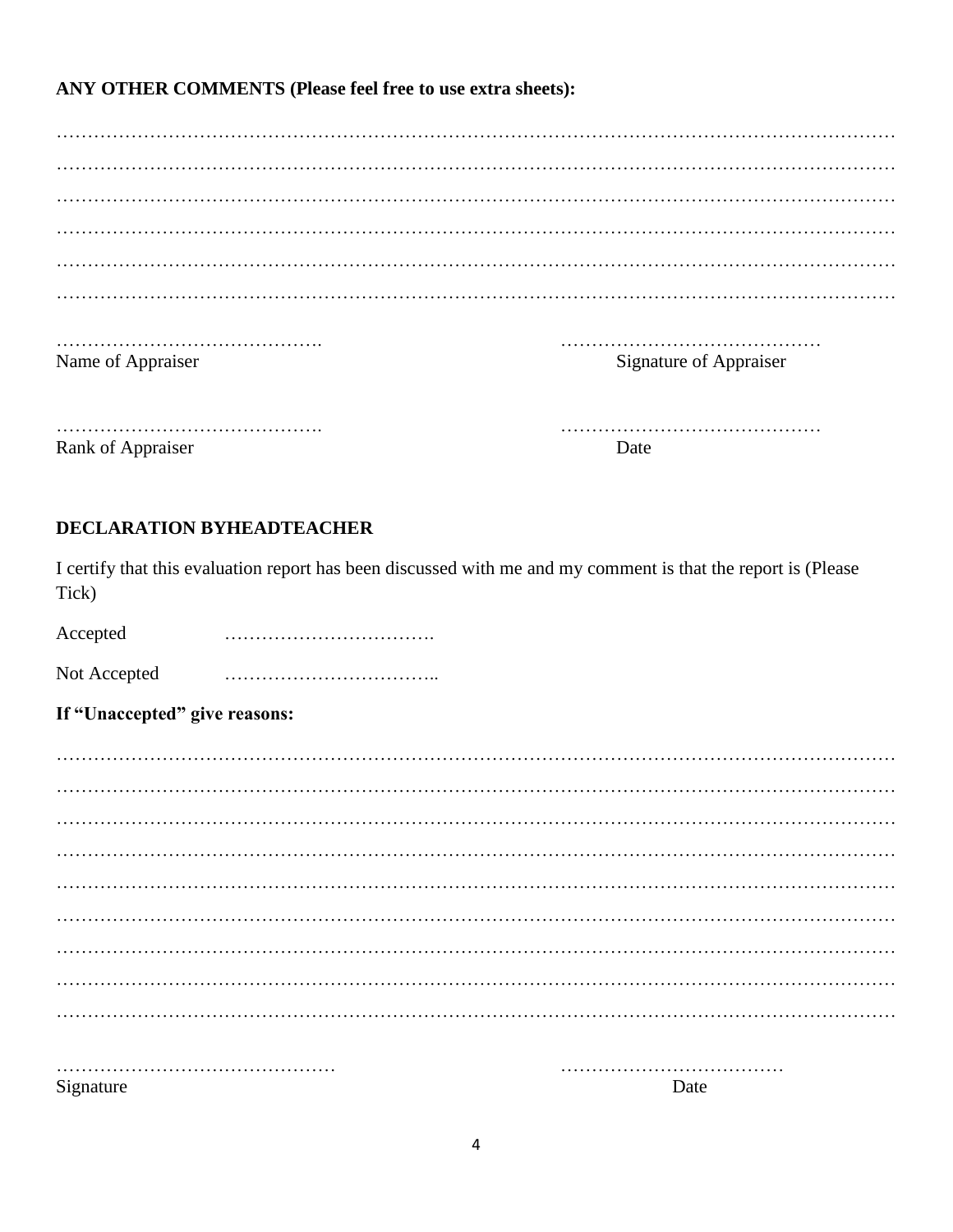**ANY OTHER COMMENTS (Please feel free to use extra sheets):**

…………………………………………………………………………………………………………………………
…………………………………………………………………………………………………………………………
…………………………………………………………………………………………………………………………
…………………………………………………………………………………………………………………………
…………………………………………………………………………………………………………………………
…………………………………………………………………………………………………………………………

……………………………………. ……………………………………
Name of Appraiser Signature of Appraiser

……………………………………. ……………………………………
Rank of Appraiser Date

**DECLARATION BYHEADTEACHER**

I certify that this evaluation report has been discussed with me and my comment is that the report is (Please Tick)

Accepted …………………………….

Not Accepted ……………………………..

**If "Unaccepted" give reasons:**

…………………………………………………………………………………………………………………………
…………………………………………………………………………………………………………………………
…………………………………………………………………………………………………………………………
…………………………………………………………………………………………………………………………
…………………………………………………………………………………………………………………………
…………………………………………………………………………………………………………………………
…………………………………………………………………………………………………………………………
…………………………………………………………………………………………………………………………
…………………………………………………………………………………………………………………………

………………………………………. ………………………………
Signature Date